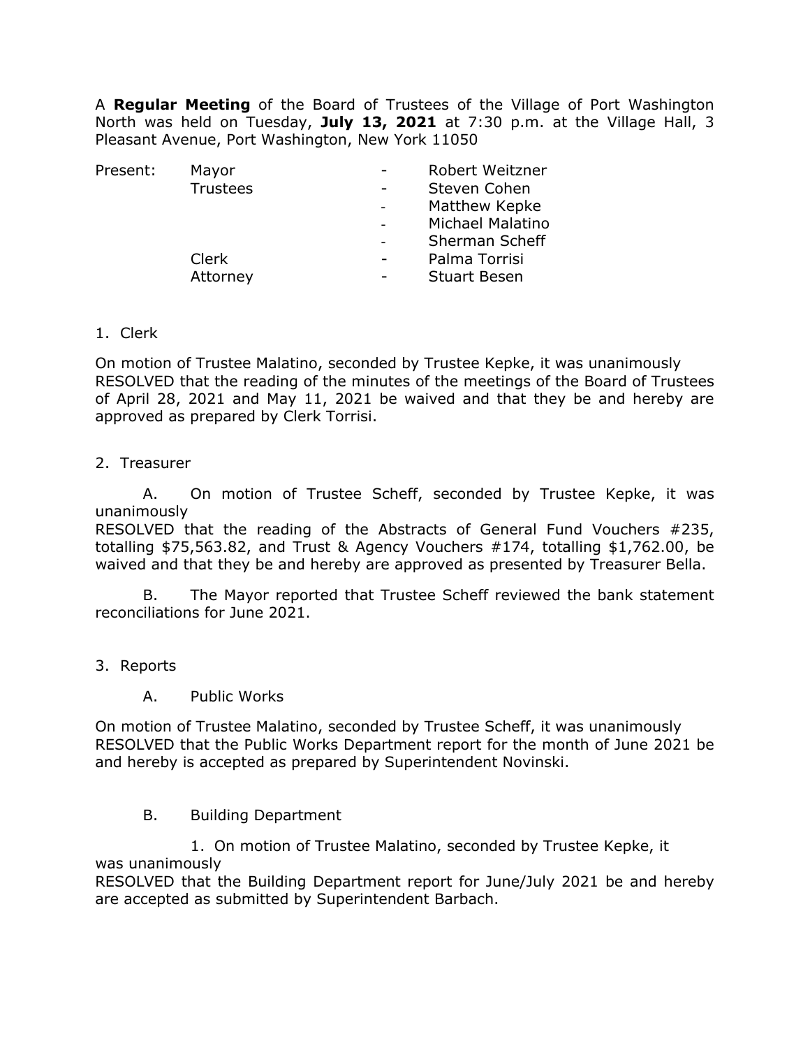A **Regular Meeting** of the Board of Trustees of the Village of Port Washington North was held on Tuesday, **July 13, 2021** at 7:30 p.m. at the Village Hall, 3 Pleasant Avenue, Port Washington, New York 11050

| Present: | Mayor | - | Robert Weitzner |
|---|---|---|---|
| | Trustees | - | Steven Cohen |
| | | - | Matthew Kepke |
| | | - | Michael Malatino |
| | | - | Sherman Scheff |
| | Clerk | - | Palma Torrisi |
| | Attorney | - | Stuart Besen |

1. Clerk

On motion of Trustee Malatino, seconded by Trustee Kepke, it was unanimously RESOLVED that the reading of the minutes of the meetings of the Board of Trustees of April 28, 2021 and May 11, 2021 be waived and that they be and hereby are approved as prepared by Clerk Torrisi.

2. Treasurer

A. On motion of Trustee Scheff, seconded by Trustee Kepke, it was unanimously
RESOLVED that the reading of the Abstracts of General Fund Vouchers #235, totalling $75,563.82, and Trust & Agency Vouchers #174, totalling $1,762.00, be waived and that they be and hereby are approved as presented by Treasurer Bella.

B. The Mayor reported that Trustee Scheff reviewed the bank statement reconciliations for June 2021.

3. Reports

A. Public Works

On motion of Trustee Malatino, seconded by Trustee Scheff, it was unanimously RESOLVED that the Public Works Department report for the month of June 2021 be and hereby is accepted as prepared by Superintendent Novinski.

B. Building Department

1. On motion of Trustee Malatino, seconded by Trustee Kepke, it was unanimously
RESOLVED that the Building Department report for June/July 2021 be and hereby are accepted as submitted by Superintendent Barbach.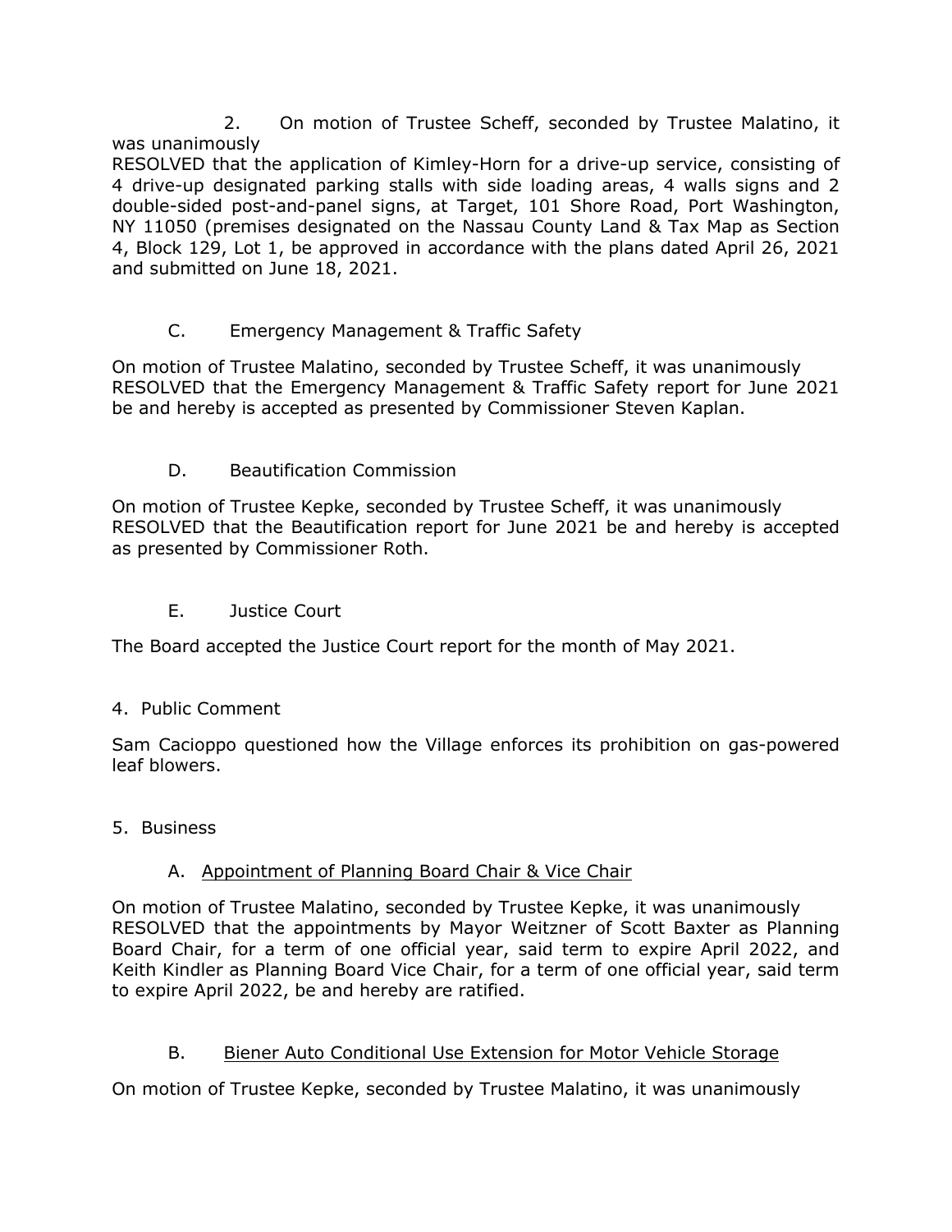2. On motion of Trustee Scheff, seconded by Trustee Malatino, it was unanimously
RESOLVED that the application of Kimley-Horn for a drive-up service, consisting of 4 drive-up designated parking stalls with side loading areas, 4 walls signs and 2 double-sided post-and-panel signs, at Target, 101 Shore Road, Port Washington, NY 11050 (premises designated on the Nassau County Land & Tax Map as Section 4, Block 129, Lot 1, be approved in accordance with the plans dated April 26, 2021 and submitted on June 18, 2021.

C. Emergency Management & Traffic Safety

On motion of Trustee Malatino, seconded by Trustee Scheff, it was unanimously RESOLVED that the Emergency Management & Traffic Safety report for June 2021 be and hereby is accepted as presented by Commissioner Steven Kaplan.

D. Beautification Commission

On motion of Trustee Kepke, seconded by Trustee Scheff, it was unanimously RESOLVED that the Beautification report for June 2021 be and hereby is accepted as presented by Commissioner Roth.

E. Justice Court

The Board accepted the Justice Court report for the month of May 2021.

4. Public Comment

Sam Cacioppo questioned how the Village enforces its prohibition on gas-powered leaf blowers.

5. Business

A. <u>Appointment of Planning Board Chair & Vice Chair</u>

On motion of Trustee Malatino, seconded by Trustee Kepke, it was unanimously RESOLVED that the appointments by Mayor Weitzner of Scott Baxter as Planning Board Chair, for a term of one official year, said term to expire April 2022, and Keith Kindler as Planning Board Vice Chair, for a term of one official year, said term to expire April 2022, be and hereby are ratified.

B. <u>Biener Auto Conditional Use Extension for Motor Vehicle Storage</u>

On motion of Trustee Kepke, seconded by Trustee Malatino, it was unanimously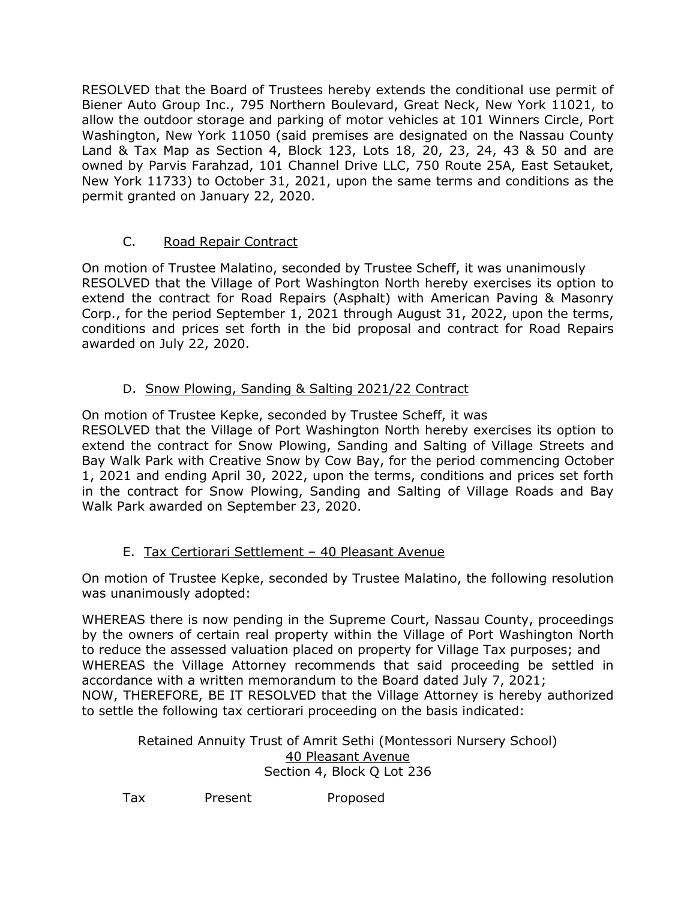RESOLVED that the Board of Trustees hereby extends the conditional use permit of Biener Auto Group Inc., 795 Northern Boulevard, Great Neck, New York 11021, to allow the outdoor storage and parking of motor vehicles at 101 Winners Circle, Port Washington, New York 11050 (said premises are designated on the Nassau County Land & Tax Map as Section 4, Block 123, Lots 18, 20, 23, 24, 43 & 50 and are owned by Parvis Farahzad, 101 Channel Drive LLC, 750 Route 25A, East Setauket, New York 11733) to October 31, 2021, upon the same terms and conditions as the permit granted on January 22, 2020.

C. <u>Road Repair Contract</u>

On motion of Trustee Malatino, seconded by Trustee Scheff, it was unanimously RESOLVED that the Village of Port Washington North hereby exercises its option to extend the contract for Road Repairs (Asphalt) with American Paving & Masonry Corp., for the period September 1, 2021 through August 31, 2022, upon the terms, conditions and prices set forth in the bid proposal and contract for Road Repairs awarded on July 22, 2020.

D. <u>Snow Plowing, Sanding & Salting 2021/22 Contract</u>

On motion of Trustee Kepke, seconded by Trustee Scheff, it was
RESOLVED that the Village of Port Washington North hereby exercises its option to extend the contract for Snow Plowing, Sanding and Salting of Village Streets and Bay Walk Park with Creative Snow by Cow Bay, for the period commencing October 1, 2021 and ending April 30, 2022, upon the terms, conditions and prices set forth in the contract for Snow Plowing, Sanding and Salting of Village Roads and Bay Walk Park awarded on September 23, 2020.

E. <u>Tax Certiorari Settlement – 40 Pleasant Avenue</u>

On motion of Trustee Kepke, seconded by Trustee Malatino, the following resolution was unanimously adopted:

WHEREAS there is now pending in the Supreme Court, Nassau County, proceedings by the owners of certain real property within the Village of Port Washington North to reduce the assessed valuation placed on property for Village Tax purposes; and
WHEREAS the Village Attorney recommends that said proceeding be settled in accordance with a written memorandum to the Board dated July 7, 2021;
NOW, THEREFORE, BE IT RESOLVED that the Village Attorney is hereby authorized to settle the following tax certiorari proceeding on the basis indicated:

Retained Annuity Trust of Amrit Sethi (Montessori Nursery School)
<u>40 Pleasant Avenue</u>
Section 4, Block Q Lot 236

| Tax | Present | Proposed |
|---|---|---|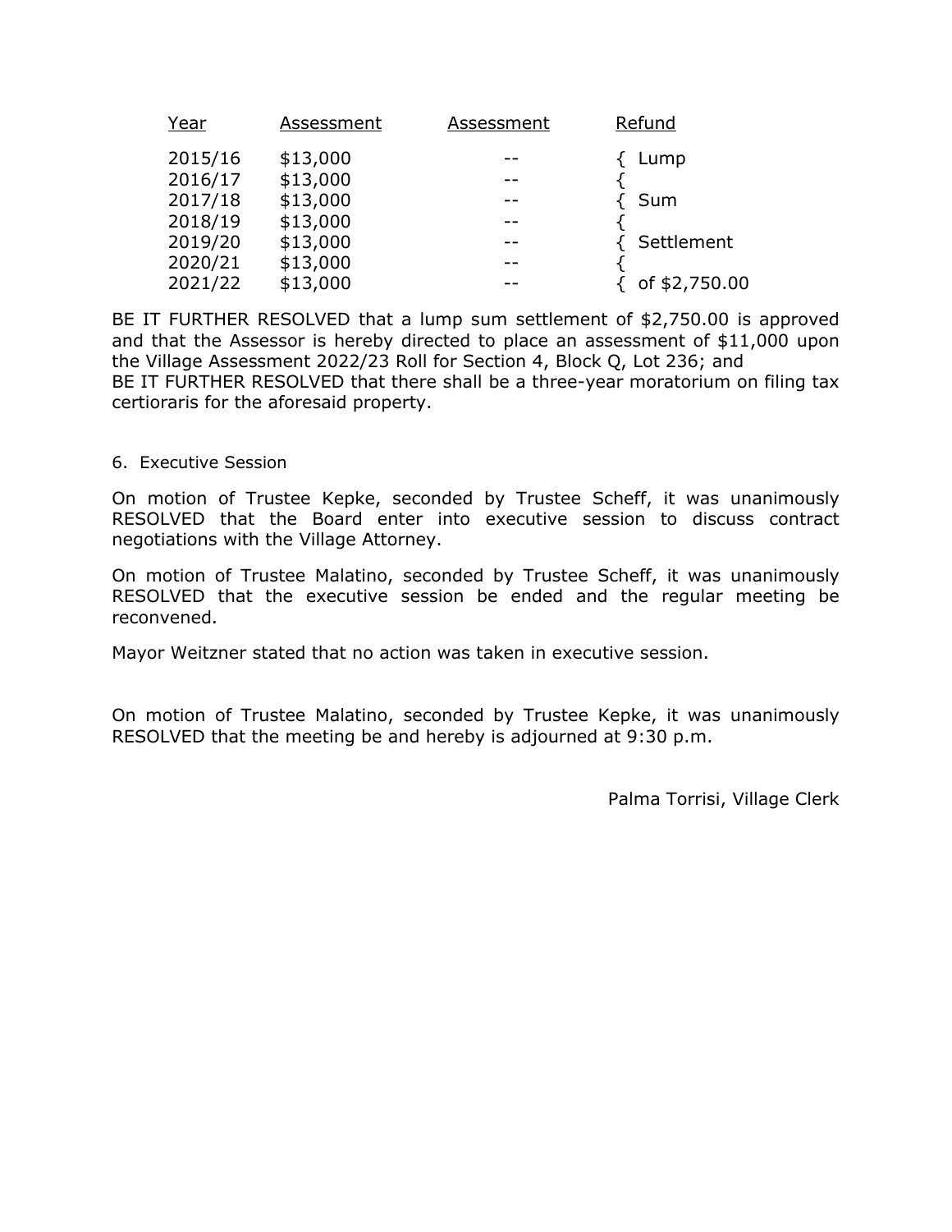| Year | Assessment | Assessment | Refund |
|---|---|---|---|
| 2015/16 | \$13,000 | -- | { Lump |
| 2016/17 | \$13,000 | -- | { |
| 2017/18 | \$13,000 | -- | { Sum |
| 2018/19 | \$13,000 | -- | { |
| 2019/20 | \$13,000 | -- | { Settlement |
| 2020/21 | \$13,000 | -- | { |
| 2021/22 | \$13,000 | -- | { of \$2,750.00 |

BE IT FURTHER RESOLVED that a lump sum settlement of \$2,750.00 is approved and that the Assessor is hereby directed to place an assessment of \$11,000 upon the Village Assessment 2022/23 Roll for Section 4, Block Q, Lot 236; and
BE IT FURTHER RESOLVED that there shall be a three-year moratorium on filing tax certioraris for the aforesaid property.

6. Executive Session

On motion of Trustee Kepke, seconded by Trustee Scheff, it was unanimously RESOLVED that the Board enter into executive session to discuss contract negotiations with the Village Attorney.

On motion of Trustee Malatino, seconded by Trustee Scheff, it was unanimously RESOLVED that the executive session be ended and the regular meeting be reconvened.

Mayor Weitzner stated that no action was taken in executive session.

On motion of Trustee Malatino, seconded by Trustee Kepke, it was unanimously RESOLVED that the meeting be and hereby is adjourned at 9:30 p.m.

Palma Torrisi, Village Clerk